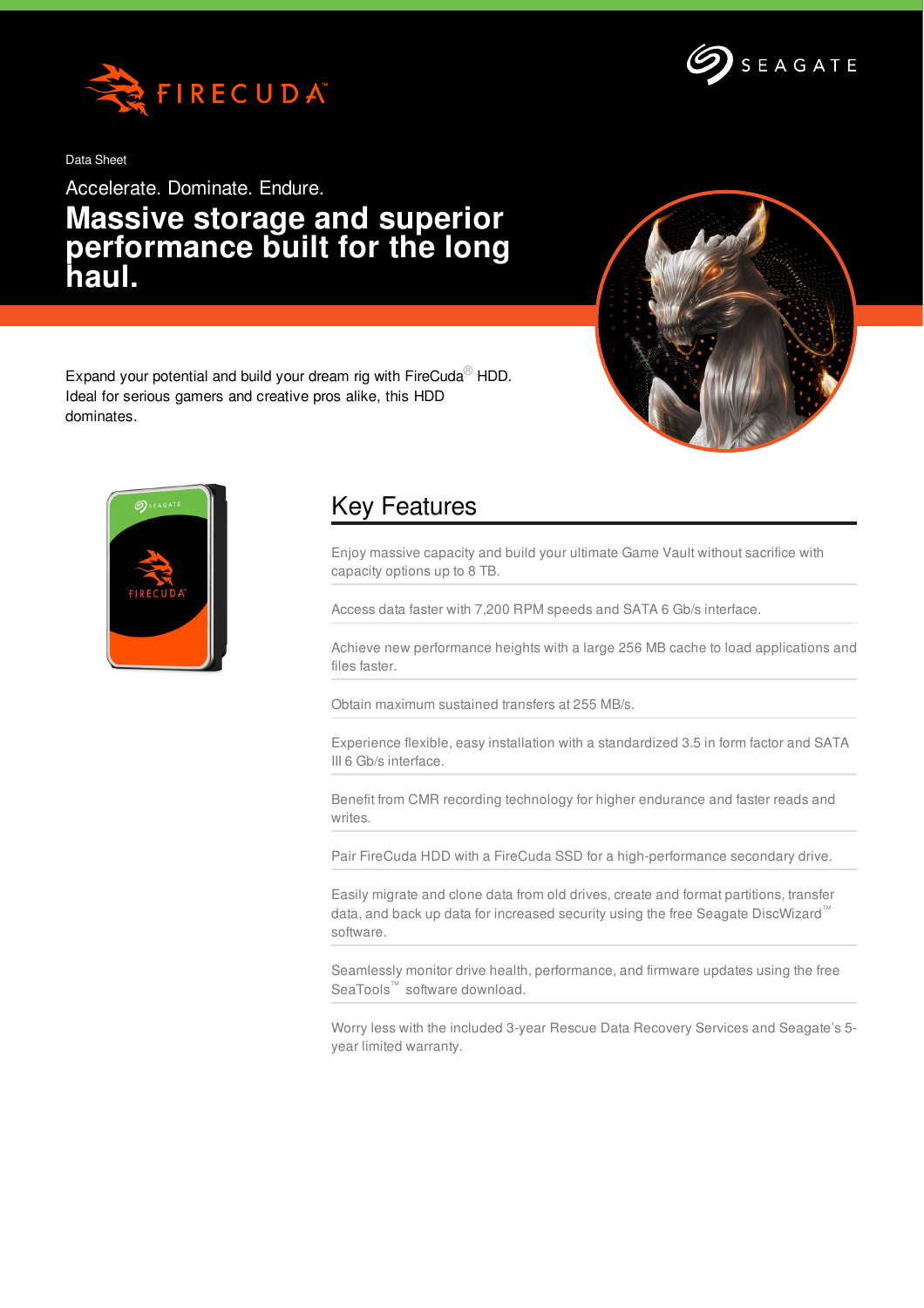FIRECUDA

SEAGATE

Data Sheet

Accelerate. Dominate. Endure.

# Massive storage and superior performance built for the long haul.

Expand your potential and build your dream rig with FireCuda® HDD. Ideal for serious gamers and creative pros alike, this HDD dominates.

## Key Features

Enjoy massive capacity and build your ultimate Game Vault without sacrifice with capacity options up to 8 TB.

Access data faster with 7,200 RPM speeds and SATA 6 Gb/s interface.

Achieve new performance heights with a large 256 MB cache to load applications and files faster.

Obtain maximum sustained transfers at 255 MB/s.

Experience flexible, easy installation with a standardized 3.5 in form factor and SATA III 6 Gb/s interface.

Benefit from CMR recording technology for higher endurance and faster reads and writes.

Pair FireCuda HDD with a FireCuda SSD for a high-performance secondary drive.

Easily migrate and clone data from old drives, create and format partitions, transfer data, and back up data for increased security using the free Seagate DiscWizard™ software.

Seamlessly monitor drive health, performance, and firmware updates using the free SeaTools™ software download.

Worry less with the included 3-year Rescue Data Recovery Services and Seagate's 5-year limited warranty.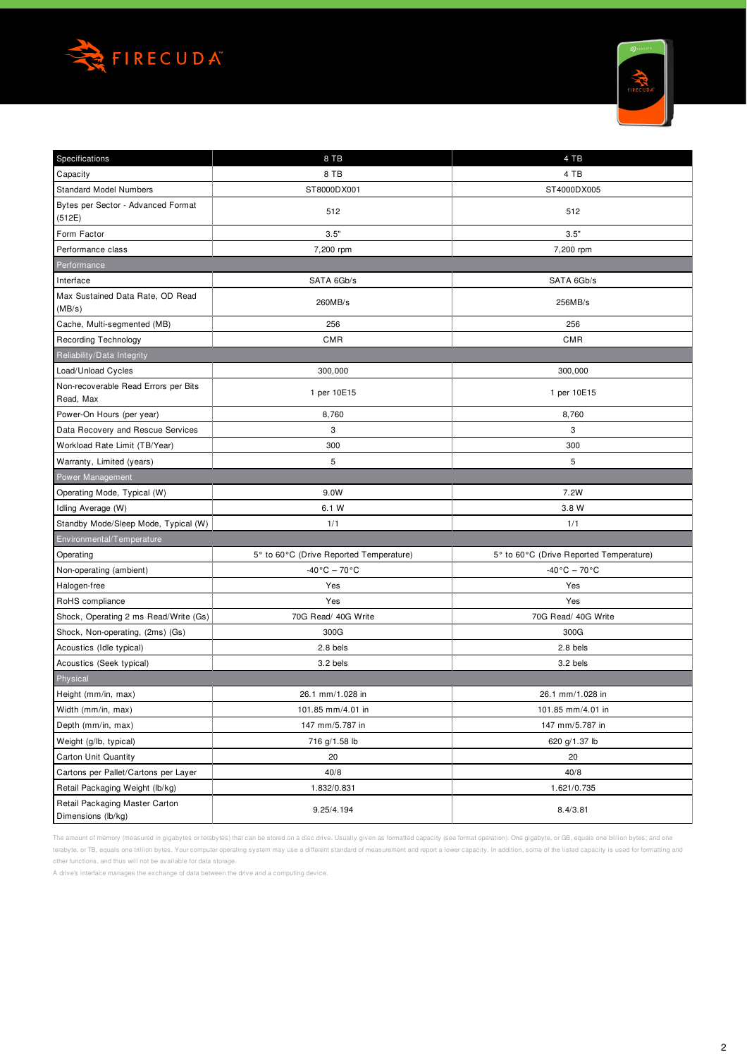| Specifications | 8 TB | 4 TB |
|---|---|---|
| Capacity | 8 TB | 4 TB |
| Standard Model Numbers | ST8000DX001 | ST4000DX005 |
| Bytes per Sector - Advanced Format (512E) | 512 | 512 |
| Form Factor | 3.5" | 3.5" |
| Performance class | 7,200 rpm | 7,200 rpm |
| **Performance** | | |
| Interface | SATA 6Gb/s | SATA 6Gb/s |
| Max Sustained Data Rate, OD Read (MB/s) | 260MB/s | 256MB/s |
| Cache, Multi-segmented (MB) | 256 | 256 |
| Recording Technology | CMR | CMR |
| **Reliability/Data Integrity** | | |
| Load/Unload Cycles | 300,000 | 300,000 |
| Non-recoverable Read Errors per Bits Read, Max | 1 per 10E15 | 1 per 10E15 |
| Power-On Hours (per year) | 8,760 | 8,760 |
| Data Recovery and Rescue Services | 3 | 3 |
| Workload Rate Limit (TB/Year) | 300 | 300 |
| Warranty, Limited (years) | 5 | 5 |
| **Power Management** | | |
| Operating Mode, Typical (W) | 9.0W | 7.2W |
| Idling Average (W) | 6.1 W | 3.8 W |
| Standby Mode/Sleep Mode, Typical (W) | 1/1 | 1/1 |
| **Environmental/Temperature** | | |
| Operating | 5° to 60°C (Drive Reported Temperature) | 5° to 60°C (Drive Reported Temperature) |
| Non-operating (ambient) | -40°C – 70°C | -40°C – 70°C |
| Halogen-free | Yes | Yes |
| RoHS compliance | Yes | Yes |
| Shock, Operating 2 ms Read/Write (Gs) | 70G Read/ 40G Write | 70G Read/ 40G Write |
| Shock, Non-operating, (2ms) (Gs) | 300G | 300G |
| Acoustics (Idle typical) | 2.8 bels | 2.8 bels |
| Acoustics (Seek typical) | 3.2 bels | 3.2 bels |
| **Physical** | | |
| Height (mm/in, max) | 26.1 mm/1.028 in | 26.1 mm/1.028 in |
| Width (mm/in, max) | 101.85 mm/4.01 in | 101.85 mm/4.01 in |
| Depth (mm/in, max) | 147 mm/5.787 in | 147 mm/5.787 in |
| Weight (g/lb, typical) | 716 g/1.58 lb | 620 g/1.37 lb |
| Carton Unit Quantity | 20 | 20 |
| Cartons per Pallet/Cartons per Layer | 40/8 | 40/8 |
| Retail Packaging Weight (lb/kg) | 1.832/0.831 | 1.621/0.735 |
| Retail Packaging Master Carton Dimensions (lb/kg) | 9.25/4.194 | 8.4/3.81 |

The amount of memory (measured in gigabytes or terabytes) that can be stored on a disc drive. Usually given as formatted capacity (see format operation). One gigabyte, or GB, equals one billion bytes; and one terabyte, or TB, equals one trillion bytes. Your computer operating system may use a different standard of measurement and report a lower capacity. In addition, some of the listed capacity is used for formatting and other functions, and thus will not be available for data storage.

A drive's interface manages the exchange of data between the drive and a computing device.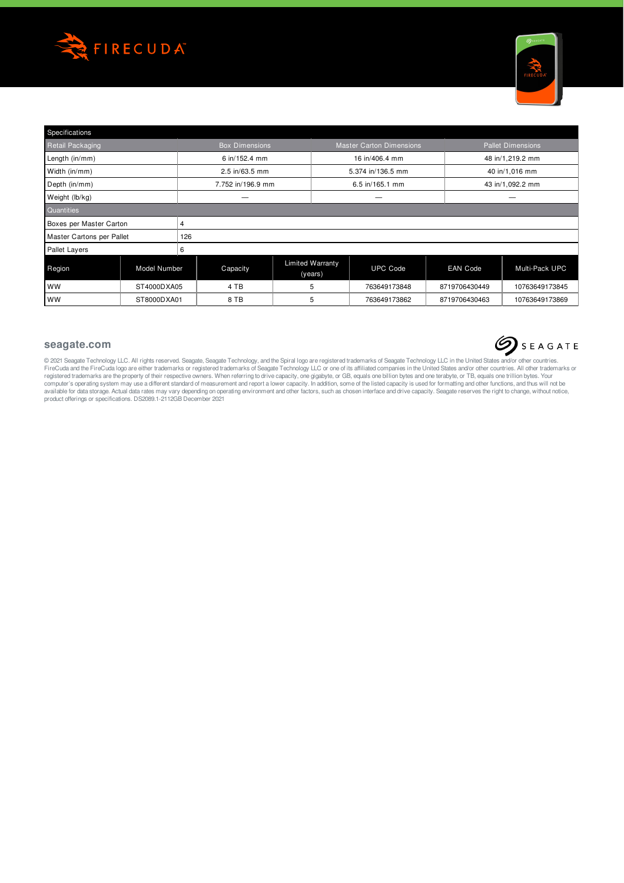FIRECUDA™

| Specifications | | | |
|---|---|---|---|
| Retail Packaging | Box Dimensions | Master Carton Dimensions | Pallet Dimensions |
| Length (in/mm) | 6 in/152.4 mm | 16 in/406.4 mm | 48 in/1,219.2 mm |
| Width (in/mm) | 2.5 in/63.5 mm | 5.374 in/136.5 mm | 40 in/1,016 mm |
| Depth (in/mm) | 7.752 in/196.9 mm | 6.5 in/165.1 mm | 43 in/1,092.2 mm |
| Weight (lb/kg) | — | — | — |
| Quantities | | | |
| Boxes per Master Carton | 4 | | |
| Master Cartons per Pallet | 126 | | |
| Pallet Layers | 6 | | |

| Region | Model Number | Capacity | Limited Warranty (years) | UPC Code | EAN Code | Multi-Pack UPC |
|---|---|---|---|---|---|---|
| WW | ST4000DXA05 | 4 TB | 5 | 763649173848 | 8719706430449 | 10763649173845 |
| WW | ST8000DXA01 | 8 TB | 5 | 763649173862 | 8719706430463 | 10763649173869 |

**seagate.com**

SEAGATE

© 2021 Seagate Technology LLC. All rights reserved. Seagate, Seagate Technology, and the Spiral logo are registered trademarks of Seagate Technology LLC in the United States and/or other countries. FireCuda and the FireCuda logo are either trademarks or registered trademarks of Seagate Technology LLC or one of its affiliated companies in the United States and/or other countries. All other trademarks or registered trademarks are the property of their respective owners. When referring to drive capacity, one gigabyte, or GB, equals one billion bytes and one terabyte, or TB, equals one trillion bytes. Your computer's operating system may use a different standard of measurement and report a lower capacity. In addition, some of the listed capacity is used for formatting and other functions, and thus will not be available for data storage. Actual data rates may vary depending on operating environment and other factors, such as chosen interface and drive capacity. Seagate reserves the right to change, without notice, product offerings or specifications. DS2089.1-2112GB December 2021